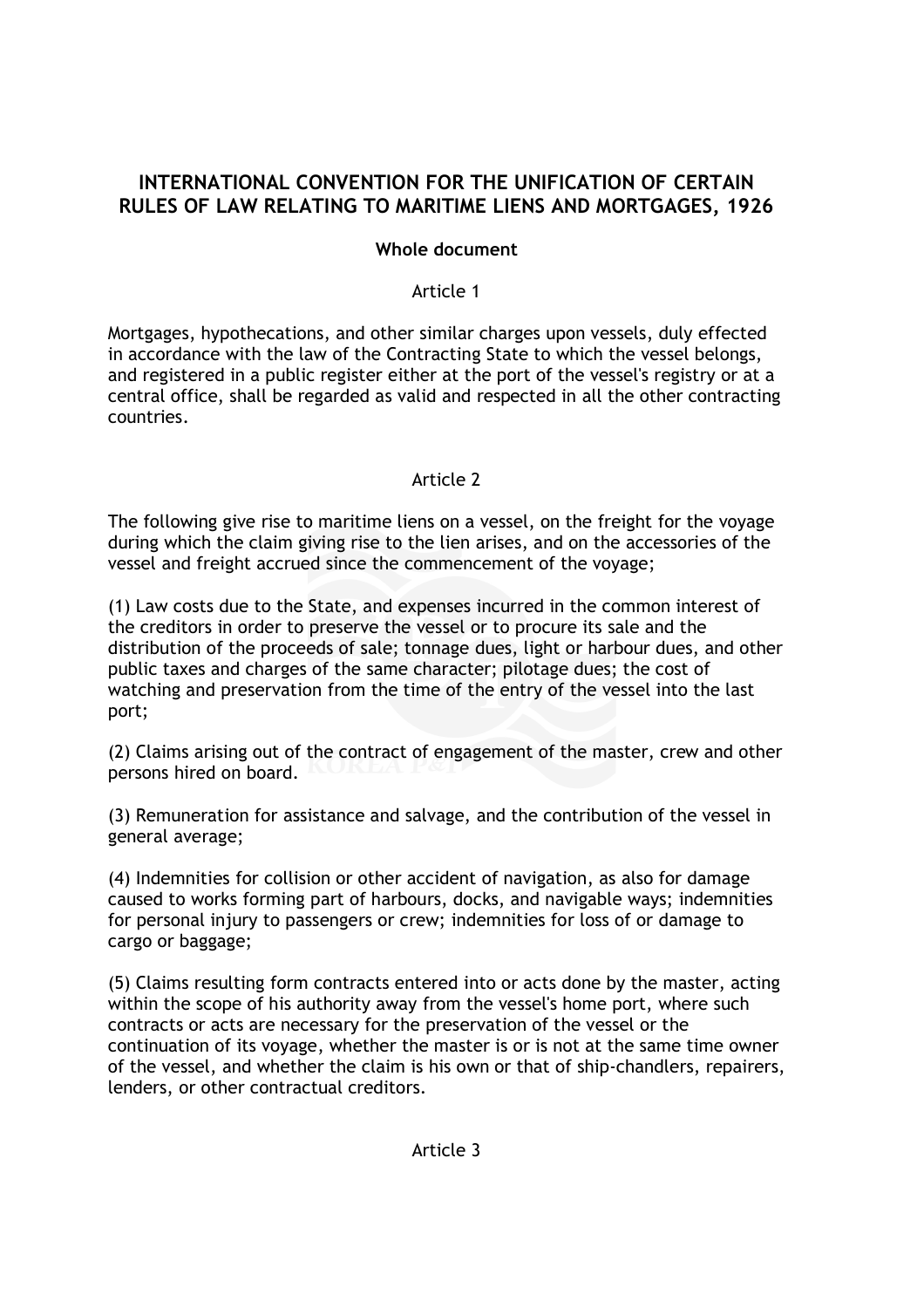# INTERNATIONAL CONVENTION FOR THE UNIFICATION OF CERTAIN RULES OF LAW RELATING TO MARITIME LIENS AND MORTGAGES, 1926

**Whole document**

Article 1

Mortgages, hypothecations, and other similar charges upon vessels, duly effected in accordance with the law of the Contracting State to which the vessel belongs, and registered in a public register either at the port of the vessel's registry or at a central office, shall be regarded as valid and respected in all the other contracting countries.

Article 2

The following give rise to maritime liens on a vessel, on the freight for the voyage during which the claim giving rise to the lien arises, and on the accessories of the vessel and freight accrued since the commencement of the voyage;

(1) Law costs due to the State, and expenses incurred in the common interest of the creditors in order to preserve the vessel or to procure its sale and the distribution of the proceeds of sale; tonnage dues, light or harbour dues, and other public taxes and charges of the same character; pilotage dues; the cost of watching and preservation from the time of the entry of the vessel into the last port;

(2) Claims arising out of the contract of engagement of the master, crew and other persons hired on board.

(3) Remuneration for assistance and salvage, and the contribution of the vessel in general average;

(4) Indemnities for collision or other accident of navigation, as also for damage caused to works forming part of harbours, docks, and navigable ways; indemnities for personal injury to passengers or crew; indemnities for loss of or damage to cargo or baggage;

(5) Claims resulting form contracts entered into or acts done by the master, acting within the scope of his authority away from the vessel's home port, where such contracts or acts are necessary for the preservation of the vessel or the continuation of its voyage, whether the master is or is not at the same time owner of the vessel, and whether the claim is his own or that of ship-chandlers, repairers, lenders, or other contractual creditors.

Article 3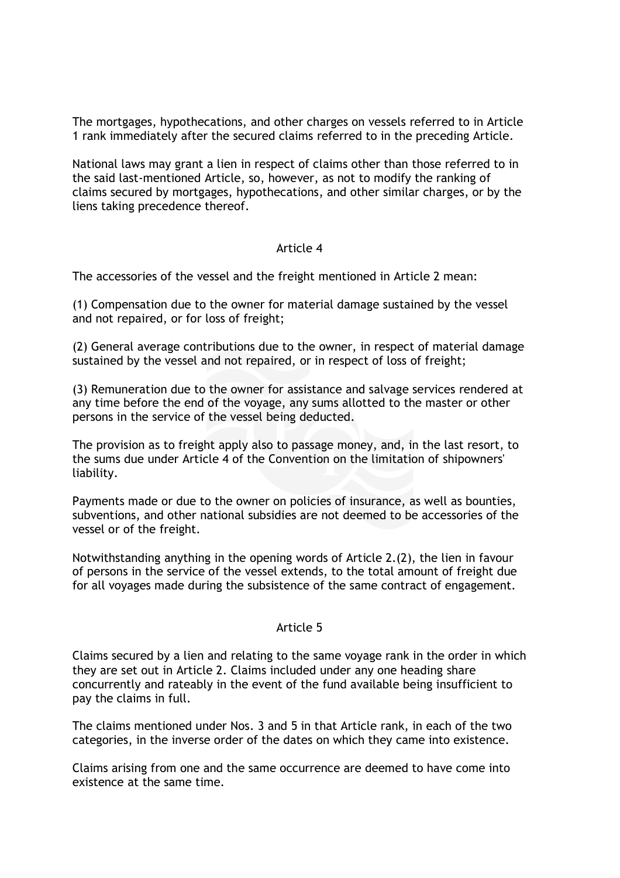The mortgages, hypothecations, and other charges on vessels referred to in Article 1 rank immediately after the secured claims referred to in the preceding Article.

National laws may grant a lien in respect of claims other than those referred to in the said last-mentioned Article, so, however, as not to modify the ranking of claims secured by mortgages, hypothecations, and other similar charges, or by the liens taking precedence thereof.

## Article 4

The accessories of the vessel and the freight mentioned in Article 2 mean:

(1) Compensation due to the owner for material damage sustained by the vessel and not repaired, or for loss of freight;

(2) General average contributions due to the owner, in respect of material damage sustained by the vessel and not repaired, or in respect of loss of freight;

(3) Remuneration due to the owner for assistance and salvage services rendered at any time before the end of the voyage, any sums allotted to the master or other persons in the service of the vessel being deducted.

The provision as to freight apply also to passage money, and, in the last resort, to the sums due under Article 4 of the Convention on the limitation of shipowners' liability.

Payments made or due to the owner on policies of insurance, as well as bounties, subventions, and other national subsidies are not deemed to be accessories of the vessel or of the freight.

Notwithstanding anything in the opening words of Article 2.(2), the lien in favour of persons in the service of the vessel extends, to the total amount of freight due for all voyages made during the subsistence of the same contract of engagement.

## Article 5

Claims secured by a lien and relating to the same voyage rank in the order in which they are set out in Article 2. Claims included under any one heading share concurrently and rateably in the event of the fund available being insufficient to pay the claims in full.

The claims mentioned under Nos. 3 and 5 in that Article rank, in each of the two categories, in the inverse order of the dates on which they came into existence.

Claims arising from one and the same occurrence are deemed to have come into existence at the same time.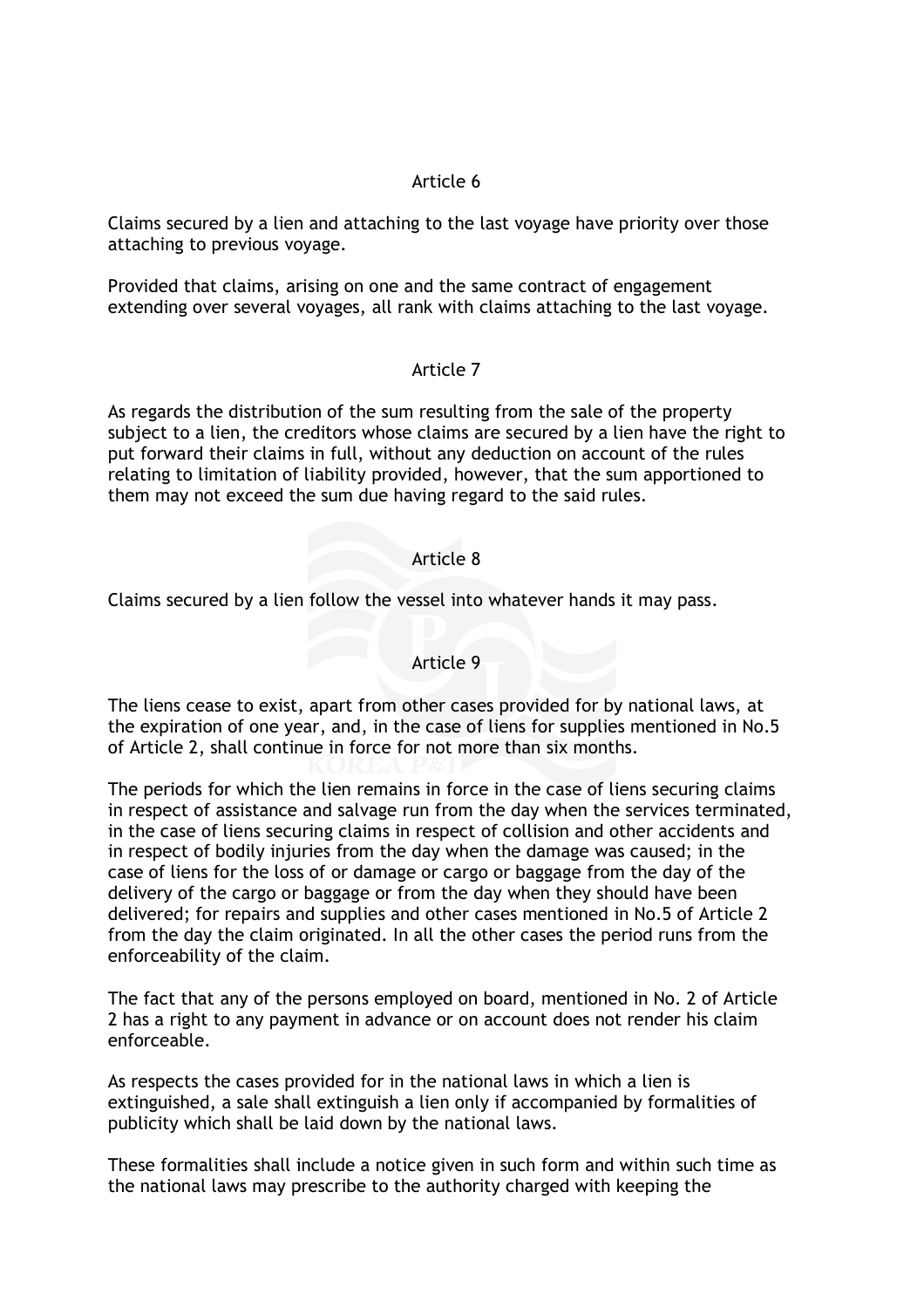## Article 6

Claims secured by a lien and attaching to the last voyage have priority over those attaching to previous voyage.

Provided that claims, arising on one and the same contract of engagement extending over several voyages, all rank with claims attaching to the last voyage.

## Article 7

As regards the distribution of the sum resulting from the sale of the property subject to a lien, the creditors whose claims are secured by a lien have the right to put forward their claims in full, without any deduction on account of the rules relating to limitation of liability provided, however, that the sum apportioned to them may not exceed the sum due having regard to the said rules.

## Article 8

Claims secured by a lien follow the vessel into whatever hands it may pass.

## Article 9

The liens cease to exist, apart from other cases provided for by national laws, at the expiration of one year, and, in the case of liens for supplies mentioned in No.5 of Article 2, shall continue in force for not more than six months.

The periods for which the lien remains in force in the case of liens securing claims in respect of assistance and salvage run from the day when the services terminated, in the case of liens securing claims in respect of collision and other accidents and in respect of bodily injuries from the day when the damage was caused; in the case of liens for the loss of or damage or cargo or baggage from the day of the delivery of the cargo or baggage or from the day when they should have been delivered; for repairs and supplies and other cases mentioned in No.5 of Article 2 from the day the claim originated. In all the other cases the period runs from the enforceability of the claim.

The fact that any of the persons employed on board, mentioned in No. 2 of Article 2 has a right to any payment in advance or on account does not render his claim enforceable.

As respects the cases provided for in the national laws in which a lien is extinguished, a sale shall extinguish a lien only if accompanied by formalities of publicity which shall be laid down by the national laws.

These formalities shall include a notice given in such form and within such time as the national laws may prescribe to the authority charged with keeping the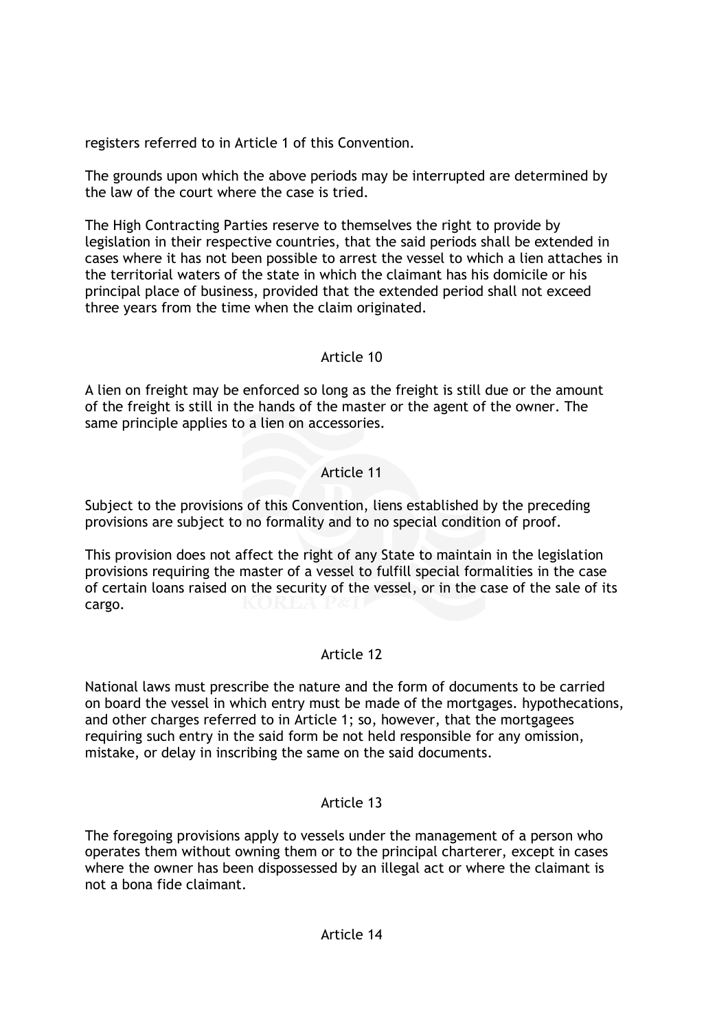registers referred to in Article 1 of this Convention.

The grounds upon which the above periods may be interrupted are determined by the law of the court where the case is tried.

The High Contracting Parties reserve to themselves the right to provide by legislation in their respective countries, that the said periods shall be extended in cases where it has not been possible to arrest the vessel to which a lien attaches in the territorial waters of the state in which the claimant has his domicile or his principal place of business, provided that the extended period shall not exceed three years from the time when the claim originated.

## Article 10

A lien on freight may be enforced so long as the freight is still due or the amount of the freight is still in the hands of the master or the agent of the owner. The same principle applies to a lien on accessories.

## Article 11

Subject to the provisions of this Convention, liens established by the preceding provisions are subject to no formality and to no special condition of proof.

This provision does not affect the right of any State to maintain in the legislation provisions requiring the master of a vessel to fulfill special formalities in the case of certain loans raised on the security of the vessel, or in the case of the sale of its cargo.

## Article 12

National laws must prescribe the nature and the form of documents to be carried on board the vessel in which entry must be made of the mortgages. hypothecations, and other charges referred to in Article 1; so, however, that the mortgagees requiring such entry in the said form be not held responsible for any omission, mistake, or delay in inscribing the same on the said documents.

## Article 13

The foregoing provisions apply to vessels under the management of a person who operates them without owning them or to the principal charterer, except in cases where the owner has been dispossessed by an illegal act or where the claimant is not a bona fide claimant.

## Article 14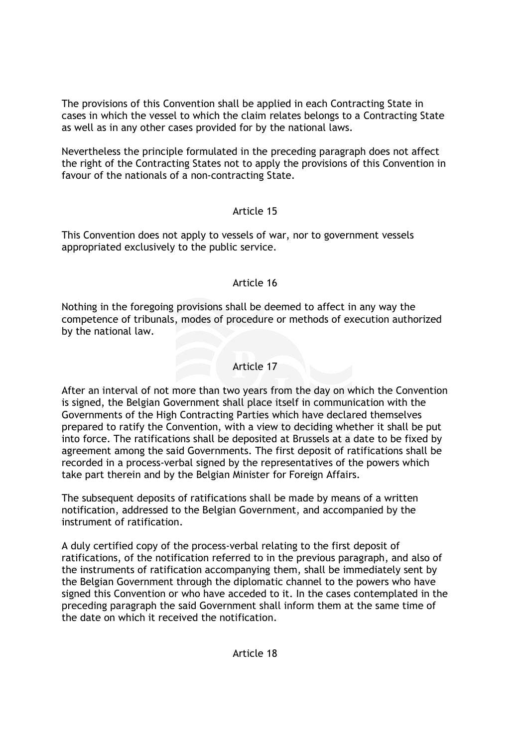The provisions of this Convention shall be applied in each Contracting State in cases in which the vessel to which the claim relates belongs to a Contracting State as well as in any other cases provided for by the national laws.

Nevertheless the principle formulated in the preceding paragraph does not affect the right of the Contracting States not to apply the provisions of this Convention in favour of the nationals of a non-contracting State.

## Article 15

This Convention does not apply to vessels of war, nor to government vessels appropriated exclusively to the public service.

## Article 16

Nothing in the foregoing provisions shall be deemed to affect in any way the competence of tribunals, modes of procedure or methods of execution authorized by the national law.

## Article 17

After an interval of not more than two years from the day on which the Convention is signed, the Belgian Government shall place itself in communication with the Governments of the High Contracting Parties which have declared themselves prepared to ratify the Convention, with a view to deciding whether it shall be put into force. The ratifications shall be deposited at Brussels at a date to be fixed by agreement among the said Governments. The first deposit of ratifications shall be recorded in a process-verbal signed by the representatives of the powers which take part therein and by the Belgian Minister for Foreign Affairs.

The subsequent deposits of ratifications shall be made by means of a written notification, addressed to the Belgian Government, and accompanied by the instrument of ratification.

A duly certified copy of the process-verbal relating to the first deposit of ratifications, of the notification referred to in the previous paragraph, and also of the instruments of ratification accompanying them, shall be immediately sent by the Belgian Government through the diplomatic channel to the powers who have signed this Convention or who have acceded to it. In the cases contemplated in the preceding paragraph the said Government shall inform them at the same time of the date on which it received the notification.

## Article 18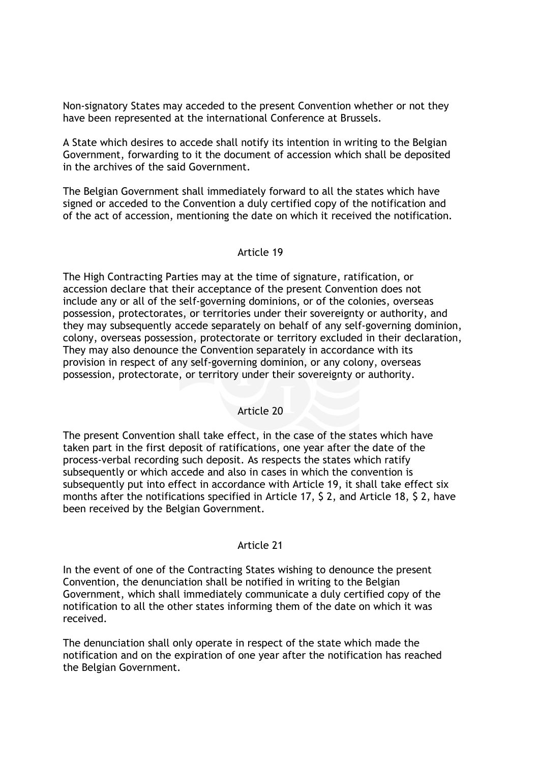Non-signatory States may acceded to the present Convention whether or not they have been represented at the international Conference at Brussels.

A State which desires to accede shall notify its intention in writing to the Belgian Government, forwarding to it the document of accession which shall be deposited in the archives of the said Government.

The Belgian Government shall immediately forward to all the states which have signed or acceded to the Convention a duly certified copy of the notification and of the act of accession, mentioning the date on which it received the notification.

## Article 19

The High Contracting Parties may at the time of signature, ratification, or accession declare that their acceptance of the present Convention does not include any or all of the self-governing dominions, or of the colonies, overseas possession, protectorates, or territories under their sovereignty or authority, and they may subsequently accede separately on behalf of any self-governing dominion, colony, overseas possession, protectorate or territory excluded in their declaration, They may also denounce the Convention separately in accordance with its provision in respect of any self-governing dominion, or any colony, overseas possession, protectorate, or territory under their sovereignty or authority.

## Article 20

The present Convention shall take effect, in the case of the states which have taken part in the first deposit of ratifications, one year after the date of the process-verbal recording such deposit. As respects the states which ratify subsequently or which accede and also in cases in which the convention is subsequently put into effect in accordance with Article 19, it shall take effect six months after the notifications specified in Article 17, $ 2, and Article 18, $ 2, have been received by the Belgian Government.

## Article 21

In the event of one of the Contracting States wishing to denounce the present Convention, the denunciation shall be notified in writing to the Belgian Government, which shall immediately communicate a duly certified copy of the notification to all the other states informing them of the date on which it was received.

The denunciation shall only operate in respect of the state which made the notification and on the expiration of one year after the notification has reached the Belgian Government.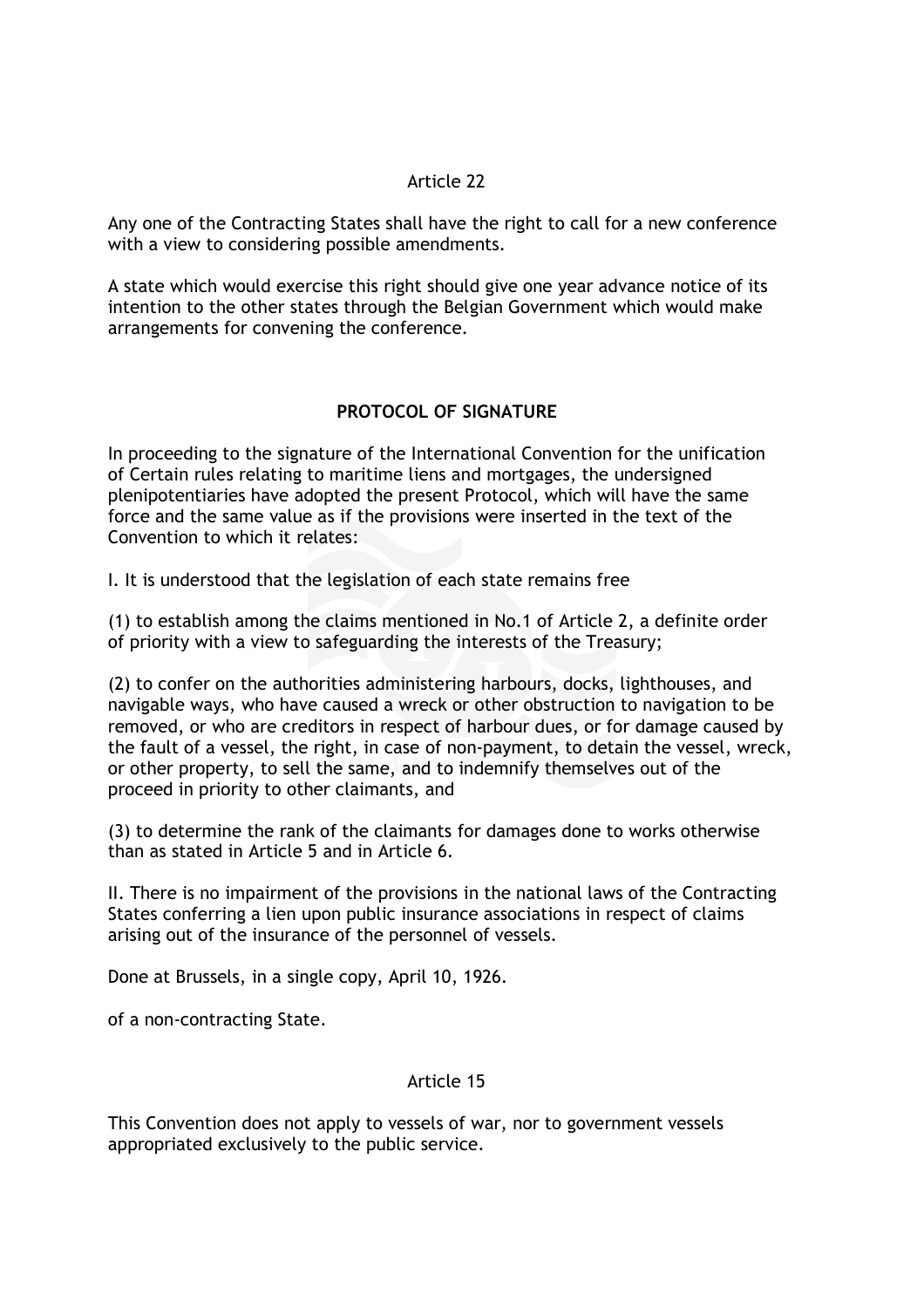Article 22

Any one of the Contracting States shall have the right to call for a new conference with a view to considering possible amendments.

A state which would exercise this right should give one year advance notice of its intention to the other states through the Belgian Government which would make arrangements for convening the conference.

## PROTOCOL OF SIGNATURE

In proceeding to the signature of the International Convention for the unification of Certain rules relating to maritime liens and mortgages, the undersigned plenipotentiaries have adopted the present Protocol, which will have the same force and the same value as if the provisions were inserted in the text of the Convention to which it relates:

I. It is understood that the legislation of each state remains free

(1) to establish among the claims mentioned in No.1 of Article 2, a definite order of priority with a view to safeguarding the interests of the Treasury;

(2) to confer on the authorities administering harbours, docks, lighthouses, and navigable ways, who have caused a wreck or other obstruction to navigation to be removed, or who are creditors in respect of harbour dues, or for damage caused by the fault of a vessel, the right, in case of non-payment, to detain the vessel, wreck, or other property, to sell the same, and to indemnify themselves out of the proceed in priority to other claimants, and

(3) to determine the rank of the claimants for damages done to works otherwise than as stated in Article 5 and in Article 6.

II. There is no impairment of the provisions in the national laws of the Contracting States conferring a lien upon public insurance associations in respect of claims arising out of the insurance of the personnel of vessels.

Done at Brussels, in a single copy, April 10, 1926.

of a non-contracting State.

Article 15

This Convention does not apply to vessels of war, nor to government vessels appropriated exclusively to the public service.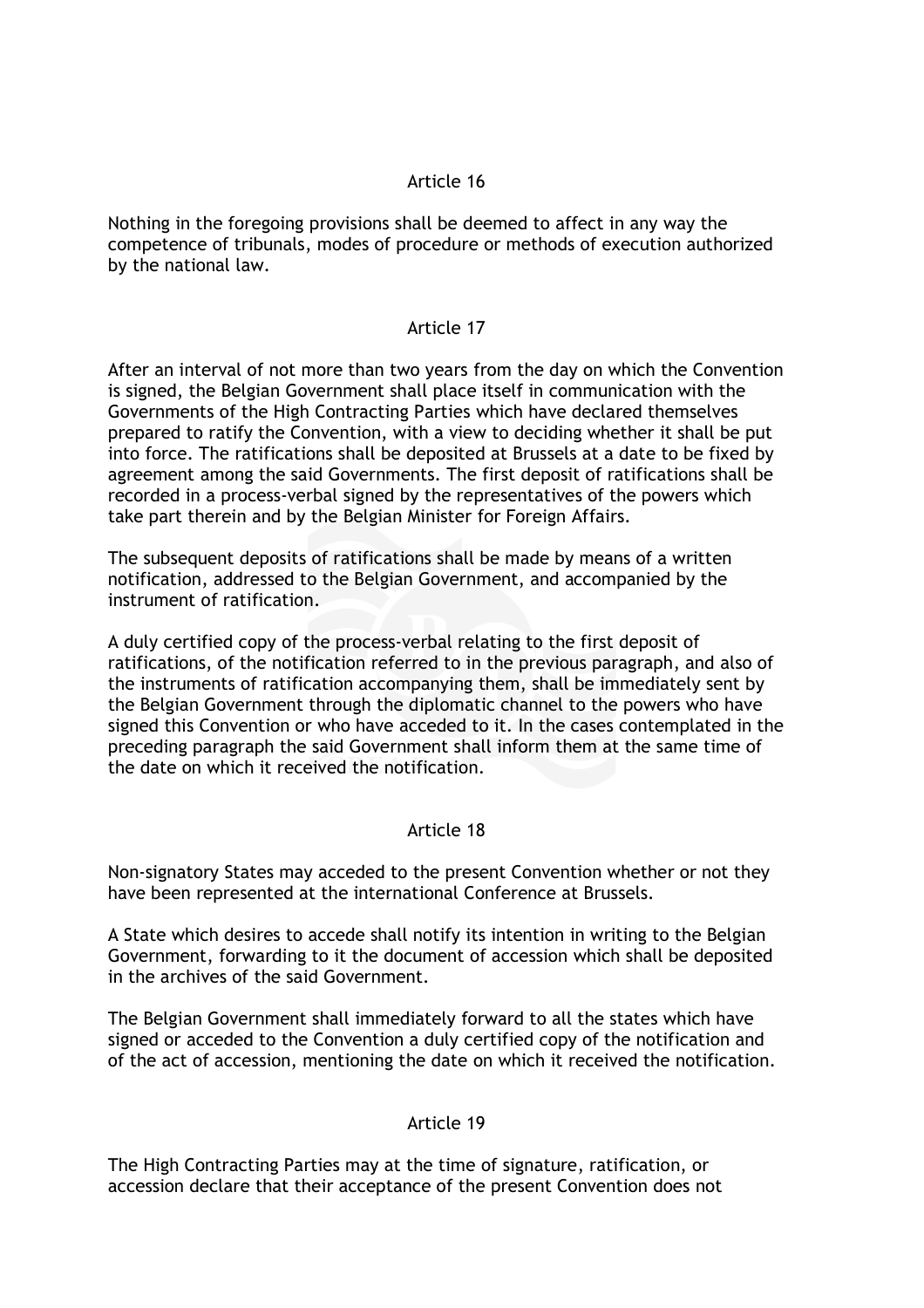## Article 16

Nothing in the foregoing provisions shall be deemed to affect in any way the competence of tribunals, modes of procedure or methods of execution authorized by the national law.

## Article 17

After an interval of not more than two years from the day on which the Convention is signed, the Belgian Government shall place itself in communication with the Governments of the High Contracting Parties which have declared themselves prepared to ratify the Convention, with a view to deciding whether it shall be put into force. The ratifications shall be deposited at Brussels at a date to be fixed by agreement among the said Governments. The first deposit of ratifications shall be recorded in a process-verbal signed by the representatives of the powers which take part therein and by the Belgian Minister for Foreign Affairs.

The subsequent deposits of ratifications shall be made by means of a written notification, addressed to the Belgian Government, and accompanied by the instrument of ratification.

A duly certified copy of the process-verbal relating to the first deposit of ratifications, of the notification referred to in the previous paragraph, and also of the instruments of ratification accompanying them, shall be immediately sent by the Belgian Government through the diplomatic channel to the powers who have signed this Convention or who have acceded to it. In the cases contemplated in the preceding paragraph the said Government shall inform them at the same time of the date on which it received the notification.

## Article 18

Non-signatory States may acceded to the present Convention whether or not they have been represented at the international Conference at Brussels.

A State which desires to accede shall notify its intention in writing to the Belgian Government, forwarding to it the document of accession which shall be deposited in the archives of the said Government.

The Belgian Government shall immediately forward to all the states which have signed or acceded to the Convention a duly certified copy of the notification and of the act of accession, mentioning the date on which it received the notification.

## Article 19

The High Contracting Parties may at the time of signature, ratification, or accession declare that their acceptance of the present Convention does not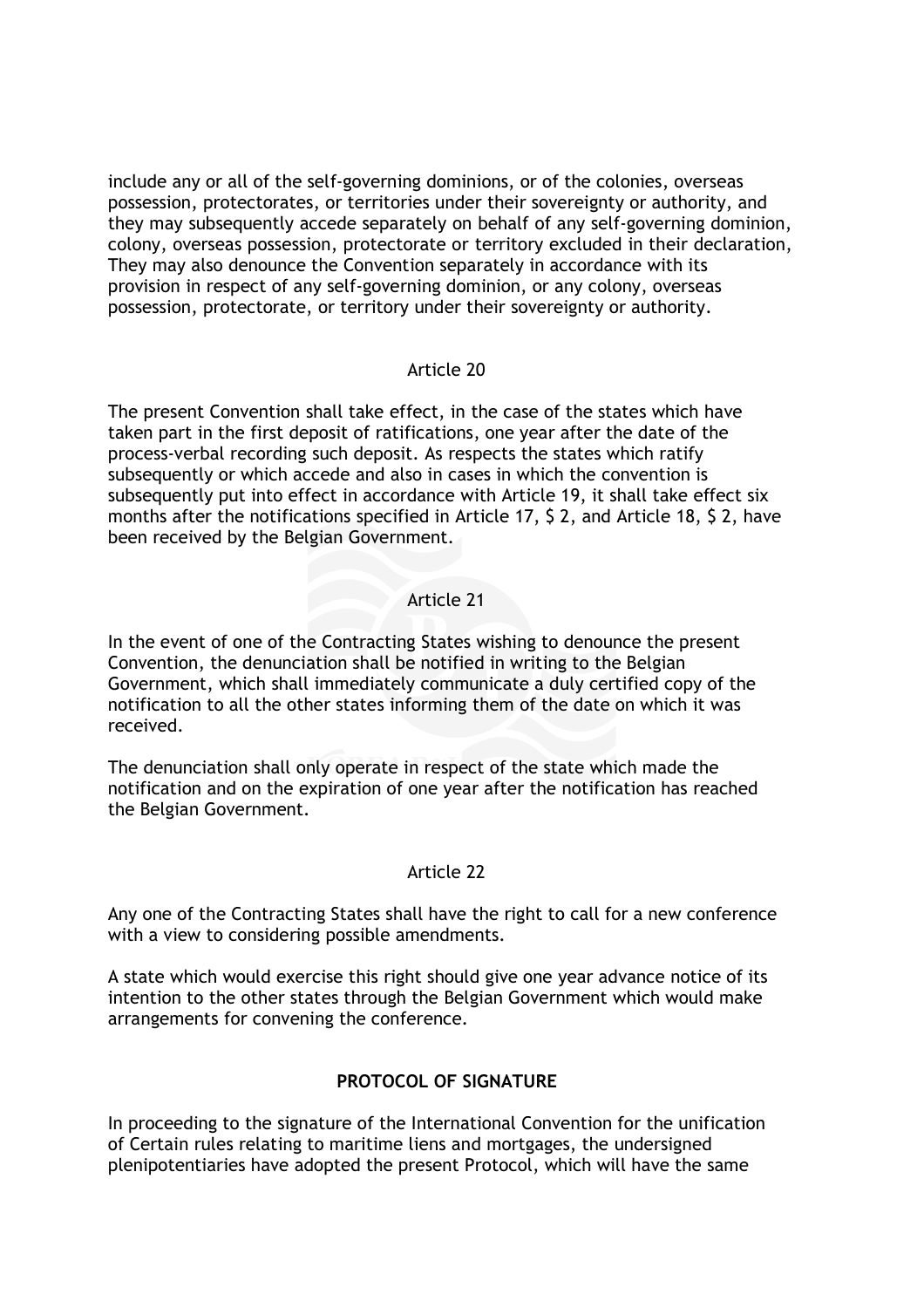include any or all of the self-governing dominions, or of the colonies, overseas possession, protectorates, or territories under their sovereignty or authority, and they may subsequently accede separately on behalf of any self-governing dominion, colony, overseas possession, protectorate or territory excluded in their declaration, They may also denounce the Convention separately in accordance with its provision in respect of any self-governing dominion, or any colony, overseas possession, protectorate, or territory under their sovereignty or authority.

Article 20

The present Convention shall take effect, in the case of the states which have taken part in the first deposit of ratifications, one year after the date of the process-verbal recording such deposit. As respects the states which ratify subsequently or which accede and also in cases in which the convention is subsequently put into effect in accordance with Article 19, it shall take effect six months after the notifications specified in Article 17, $ 2, and Article 18, $ 2, have been received by the Belgian Government.

Article 21

In the event of one of the Contracting States wishing to denounce the present Convention, the denunciation shall be notified in writing to the Belgian Government, which shall immediately communicate a duly certified copy of the notification to all the other states informing them of the date on which it was received.

The denunciation shall only operate in respect of the state which made the notification and on the expiration of one year after the notification has reached the Belgian Government.

Article 22

Any one of the Contracting States shall have the right to call for a new conference with a view to considering possible amendments.

A state which would exercise this right should give one year advance notice of its intention to the other states through the Belgian Government which would make arrangements for convening the conference.

**PROTOCOL OF SIGNATURE**

In proceeding to the signature of the International Convention for the unification of Certain rules relating to maritime liens and mortgages, the undersigned plenipotentiaries have adopted the present Protocol, which will have the same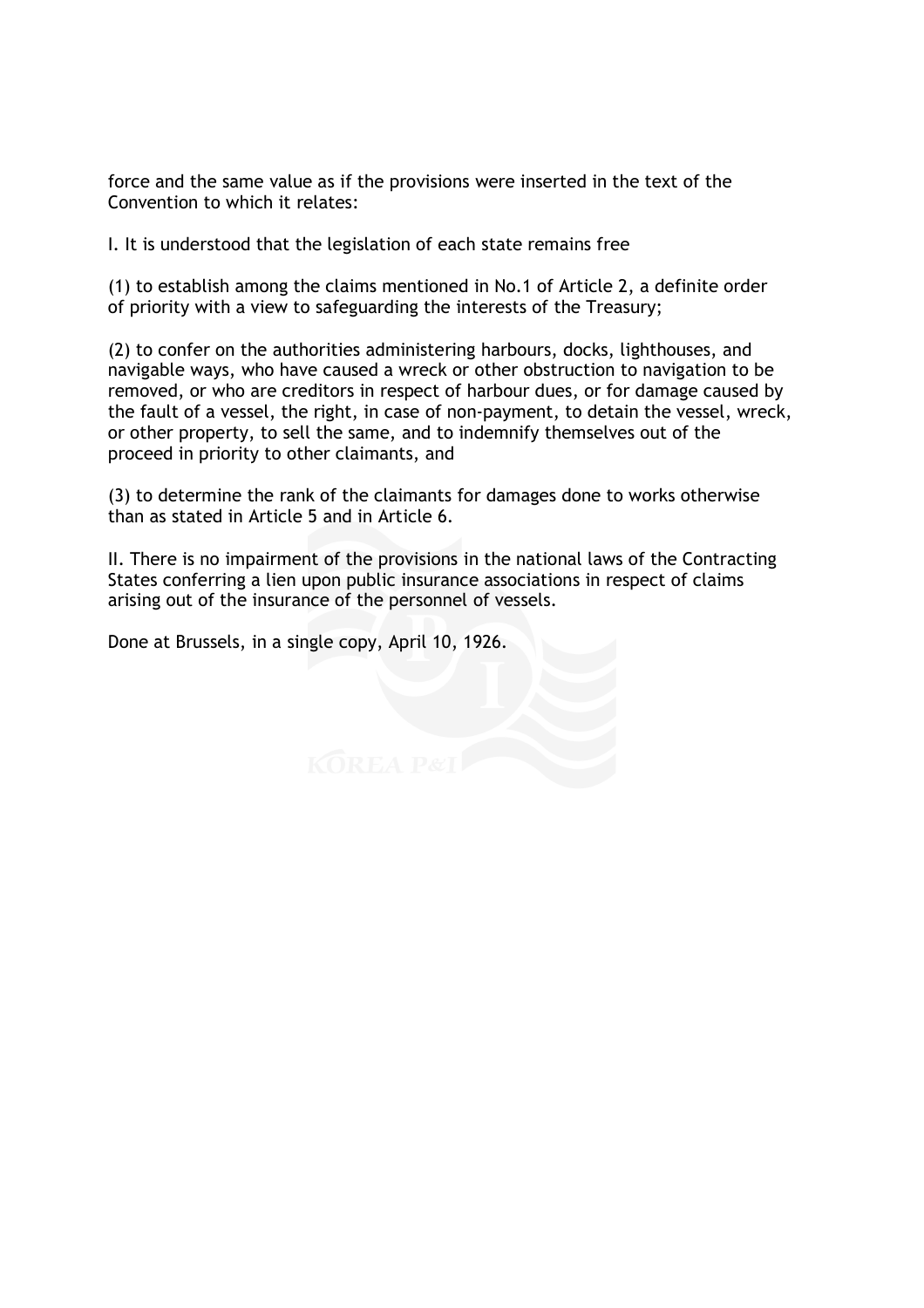force and the same value as if the provisions were inserted in the text of the Convention to which it relates:

I. It is understood that the legislation of each state remains free

(1) to establish among the claims mentioned in No.1 of Article 2, a definite order of priority with a view to safeguarding the interests of the Treasury;

(2) to confer on the authorities administering harbours, docks, lighthouses, and navigable ways, who have caused a wreck or other obstruction to navigation to be removed, or who are creditors in respect of harbour dues, or for damage caused by the fault of a vessel, the right, in case of non-payment, to detain the vessel, wreck, or other property, to sell the same, and to indemnify themselves out of the proceed in priority to other claimants, and

(3) to determine the rank of the claimants for damages done to works otherwise than as stated in Article 5 and in Article 6.

II. There is no impairment of the provisions in the national laws of the Contracting States conferring a lien upon public insurance associations in respect of claims arising out of the insurance of the personnel of vessels.

Done at Brussels, in a single copy, April 10, 1926.